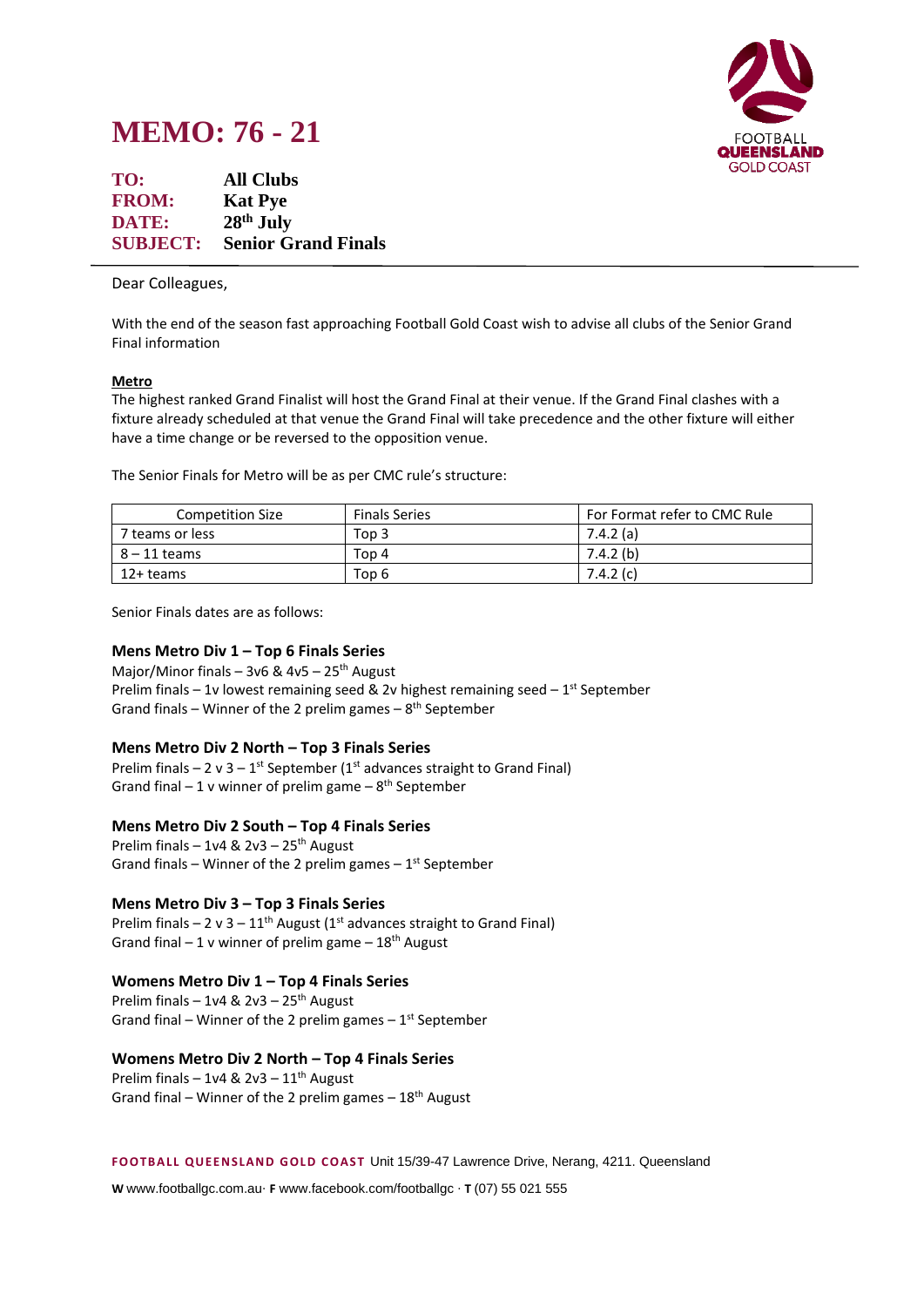# MEMO: 76 - 21

**TO:** All Clubs
**FROM:** Kat Pye
**DATE:** 28th July
**SUBJECT:** Senior Grand Finals

Dear Colleagues,

With the end of the season fast approaching Football Gold Coast wish to advise all clubs of the Senior Grand Final information

**Metro**

The highest ranked Grand Finalist will host the Grand Final at their venue. If the Grand Final clashes with a fixture already scheduled at that venue the Grand Final will take precedence and the other fixture will either have a time change or be reversed to the opposition venue.

The Senior Finals for Metro will be as per CMC rule's structure:

| Competition Size | Finals Series | For Format refer to CMC Rule |
|---|---|---|
| 7 teams or less | Top 3 | 7.4.2 (a) |
| 8 – 11 teams | Top 4 | 7.4.2 (b) |
| 12+ teams | Top 6 | 7.4.2 (c) |

Senior Finals dates are as follows:

**Mens Metro Div 1 – Top 6 Finals Series**
Major/Minor finals – 3v6 & 4v5 – 25th August
Prelim finals – 1v lowest remaining seed & 2v highest remaining seed – 1st September
Grand finals – Winner of the 2 prelim games – 8th September

**Mens Metro Div 2 North – Top 3 Finals Series**
Prelim finals – 2 v 3 – 1st September (1st advances straight to Grand Final)
Grand final – 1 v winner of prelim game – 8th September

**Mens Metro Div 2 South – Top 4 Finals Series**
Prelim finals – 1v4 & 2v3 – 25th August
Grand finals – Winner of the 2 prelim games – 1st September

**Mens Metro Div 3 – Top 3 Finals Series**
Prelim finals – 2 v 3 – 11th August (1st advances straight to Grand Final)
Grand final – 1 v winner of prelim game – 18th August

**Womens Metro Div 1 – Top 4 Finals Series**
Prelim finals – 1v4 & 2v3 – 25th August
Grand final – Winner of the 2 prelim games – 1st September

**Womens Metro Div 2 North – Top 4 Finals Series**
Prelim finals – 1v4 & 2v3 – 11th August
Grand final – Winner of the 2 prelim games – 18th August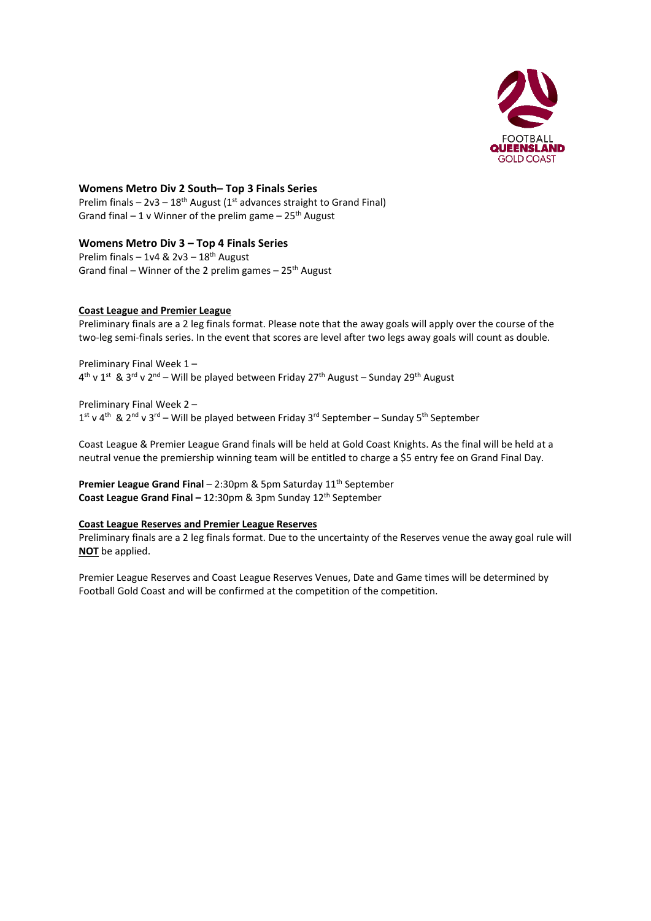### Womens Metro Div 2 South– Top 3 Finals Series

Prelim finals – 2v3 – 18th August (1st advances straight to Grand Final)
Grand final – 1 v Winner of the prelim game – 25th August

### Womens Metro Div 3 – Top 4 Finals Series

Prelim finals – 1v4 & 2v3 – 18th August
Grand final – Winner of the 2 prelim games – 25th August

**Coast League and Premier League**

Preliminary finals are a 2 leg finals format. Please note that the away goals will apply over the course of the two-leg semi-finals series. In the event that scores are level after two legs away goals will count as double.

Preliminary Final Week 1 –
4th v 1st & 3rd v 2nd – Will be played between Friday 27th August – Sunday 29th August

Preliminary Final Week 2 –
1st v 4th & 2nd v 3rd – Will be played between Friday 3rd September – Sunday 5th September

Coast League & Premier League Grand finals will be held at Gold Coast Knights. As the final will be held at a neutral venue the premiership winning team will be entitled to charge a $5 entry fee on Grand Final Day.

**Premier League Grand Final** – 2:30pm & 5pm Saturday 11th September
**Coast League Grand Final –** 12:30pm & 3pm Sunday 12th September

**Coast League Reserves and Premier League Reserves**

Preliminary finals are a 2 leg finals format. Due to the uncertainty of the Reserves venue the away goal rule will **NOT** be applied.

Premier League Reserves and Coast League Reserves Venues, Date and Game times will be determined by Football Gold Coast and will be confirmed at the competition of the competition.